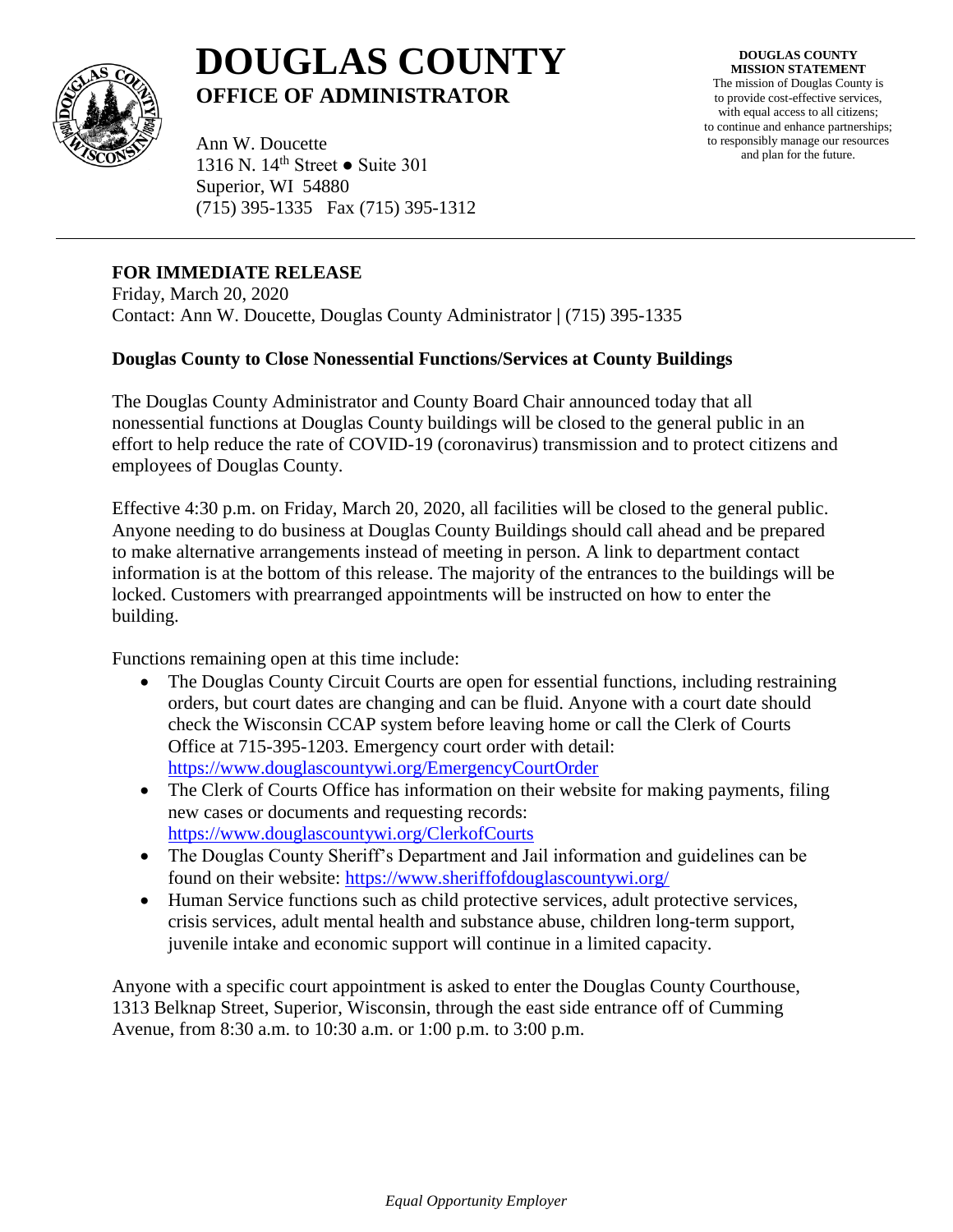# DOUGLAS COUNTY

## OFFICE OF ADMINISTRATOR

Ann W. Doucette
1316 N. 14th Street ● Suite 301
Superior, WI 54880
(715) 395-1335 Fax (715) 395-1312

**DOUGLAS COUNTY MISSION STATEMENT**
The mission of Douglas County is to provide cost-effective services, with equal access to all citizens; to continue and enhance partnerships; to responsibly manage our resources and plan for the future.

---

**FOR IMMEDIATE RELEASE**
Friday, March 20, 2020
Contact: Ann W. Doucette, Douglas County Administrator | (715) 395-1335

**Douglas County to Close Nonessential Functions/Services at County Buildings**

The Douglas County Administrator and County Board Chair announced today that all nonessential functions at Douglas County buildings will be closed to the general public in an effort to help reduce the rate of COVID-19 (coronavirus) transmission and to protect citizens and employees of Douglas County.

Effective 4:30 p.m. on Friday, March 20, 2020, all facilities will be closed to the general public. Anyone needing to do business at Douglas County Buildings should call ahead and be prepared to make alternative arrangements instead of meeting in person. A link to department contact information is at the bottom of this release. The majority of the entrances to the buildings will be locked. Customers with prearranged appointments will be instructed on how to enter the building.

Functions remaining open at this time include:

- The Douglas County Circuit Courts are open for essential functions, including restraining orders, but court dates are changing and can be fluid. Anyone with a court date should check the Wisconsin CCAP system before leaving home or call the Clerk of Courts Office at 715-395-1203. Emergency court order with detail: https://www.douglascountywi.org/EmergencyCourtOrder
- The Clerk of Courts Office has information on their website for making payments, filing new cases or documents and requesting records: https://www.douglascountywi.org/ClerkofCourts
- The Douglas County Sheriff's Department and Jail information and guidelines can be found on their website: https://www.sheriffofdouglascountywi.org/
- Human Service functions such as child protective services, adult protective services, crisis services, adult mental health and substance abuse, children long-term support, juvenile intake and economic support will continue in a limited capacity.

Anyone with a specific court appointment is asked to enter the Douglas County Courthouse, 1313 Belknap Street, Superior, Wisconsin, through the east side entrance off of Cumming Avenue, from 8:30 a.m. to 10:30 a.m. or 1:00 p.m. to 3:00 p.m.

*Equal Opportunity Employer*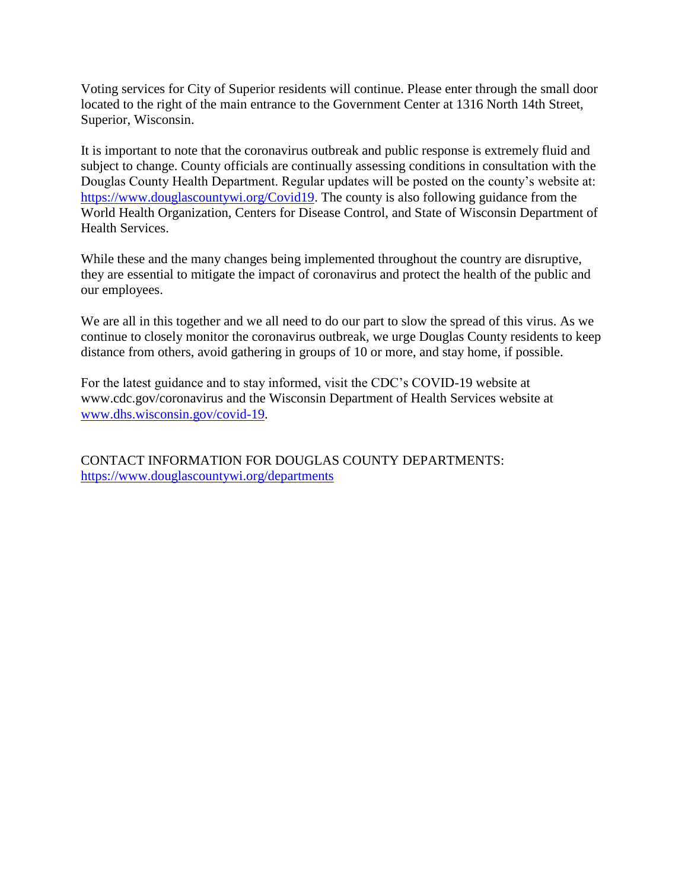Voting services for City of Superior residents will continue. Please enter through the small door located to the right of the main entrance to the Government Center at 1316 North 14th Street, Superior, Wisconsin.

It is important to note that the coronavirus outbreak and public response is extremely fluid and subject to change. County officials are continually assessing conditions in consultation with the Douglas County Health Department. Regular updates will be posted on the county's website at: https://www.douglascountywi.org/Covid19. The county is also following guidance from the World Health Organization, Centers for Disease Control, and State of Wisconsin Department of Health Services.

While these and the many changes being implemented throughout the country are disruptive, they are essential to mitigate the impact of coronavirus and protect the health of the public and our employees.

We are all in this together and we all need to do our part to slow the spread of this virus. As we continue to closely monitor the coronavirus outbreak, we urge Douglas County residents to keep distance from others, avoid gathering in groups of 10 or more, and stay home, if possible.

For the latest guidance and to stay informed, visit the CDC's COVID-19 website at www.cdc.gov/coronavirus and the Wisconsin Department of Health Services website at www.dhs.wisconsin.gov/covid-19.

CONTACT INFORMATION FOR DOUGLAS COUNTY DEPARTMENTS:
https://www.douglascountywi.org/departments